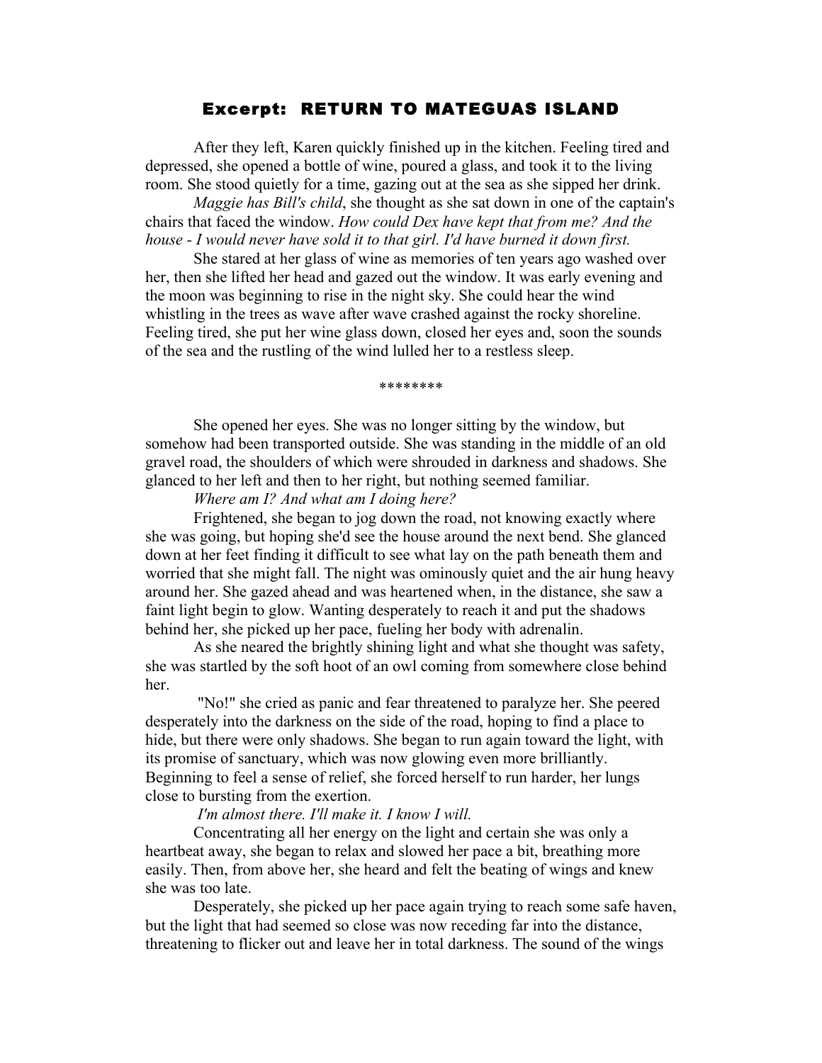# Excerpt: RETURN TO MATEGUAS ISLAND

After they left, Karen quickly finished up in the kitchen. Feeling tired and depressed, she opened a bottle of wine, poured a glass, and took it to the living room. She stood quietly for a time, gazing out at the sea as she sipped her drink.

*Maggie has Bill's child*, she thought as she sat down in one of the captain's chairs that faced the window. *How could Dex have kept that from me? And the house - I would never have sold it to that girl. I'd have burned it down first.*

She stared at her glass of wine as memories of ten years ago washed over her, then she lifted her head and gazed out the window. It was early evening and the moon was beginning to rise in the night sky. She could hear the wind whistling in the trees as wave after wave crashed against the rocky shoreline. Feeling tired, she put her wine glass down, closed her eyes and, soon the sounds of the sea and the rustling of the wind lulled her to a restless sleep.

********

She opened her eyes. She was no longer sitting by the window, but somehow had been transported outside. She was standing in the middle of an old gravel road, the shoulders of which were shrouded in darkness and shadows. She glanced to her left and then to her right, but nothing seemed familiar.

*Where am I? And what am I doing here?*

Frightened, she began to jog down the road, not knowing exactly where she was going, but hoping she'd see the house around the next bend. She glanced down at her feet finding it difficult to see what lay on the path beneath them and worried that she might fall. The night was ominously quiet and the air hung heavy around her. She gazed ahead and was heartened when, in the distance, she saw a faint light begin to glow. Wanting desperately to reach it and put the shadows behind her, she picked up her pace, fueling her body with adrenalin.

As she neared the brightly shining light and what she thought was safety, she was startled by the soft hoot of an owl coming from somewhere close behind her.

"No!" she cried as panic and fear threatened to paralyze her. She peered desperately into the darkness on the side of the road, hoping to find a place to hide, but there were only shadows. She began to run again toward the light, with its promise of sanctuary, which was now glowing even more brilliantly. Beginning to feel a sense of relief, she forced herself to run harder, her lungs close to bursting from the exertion.

*I'm almost there. I'll make it. I know I will.*

Concentrating all her energy on the light and certain she was only a heartbeat away, she began to relax and slowed her pace a bit, breathing more easily. Then, from above her, she heard and felt the beating of wings and knew she was too late.

Desperately, she picked up her pace again trying to reach some safe haven, but the light that had seemed so close was now receding far into the distance, threatening to flicker out and leave her in total darkness. The sound of the wings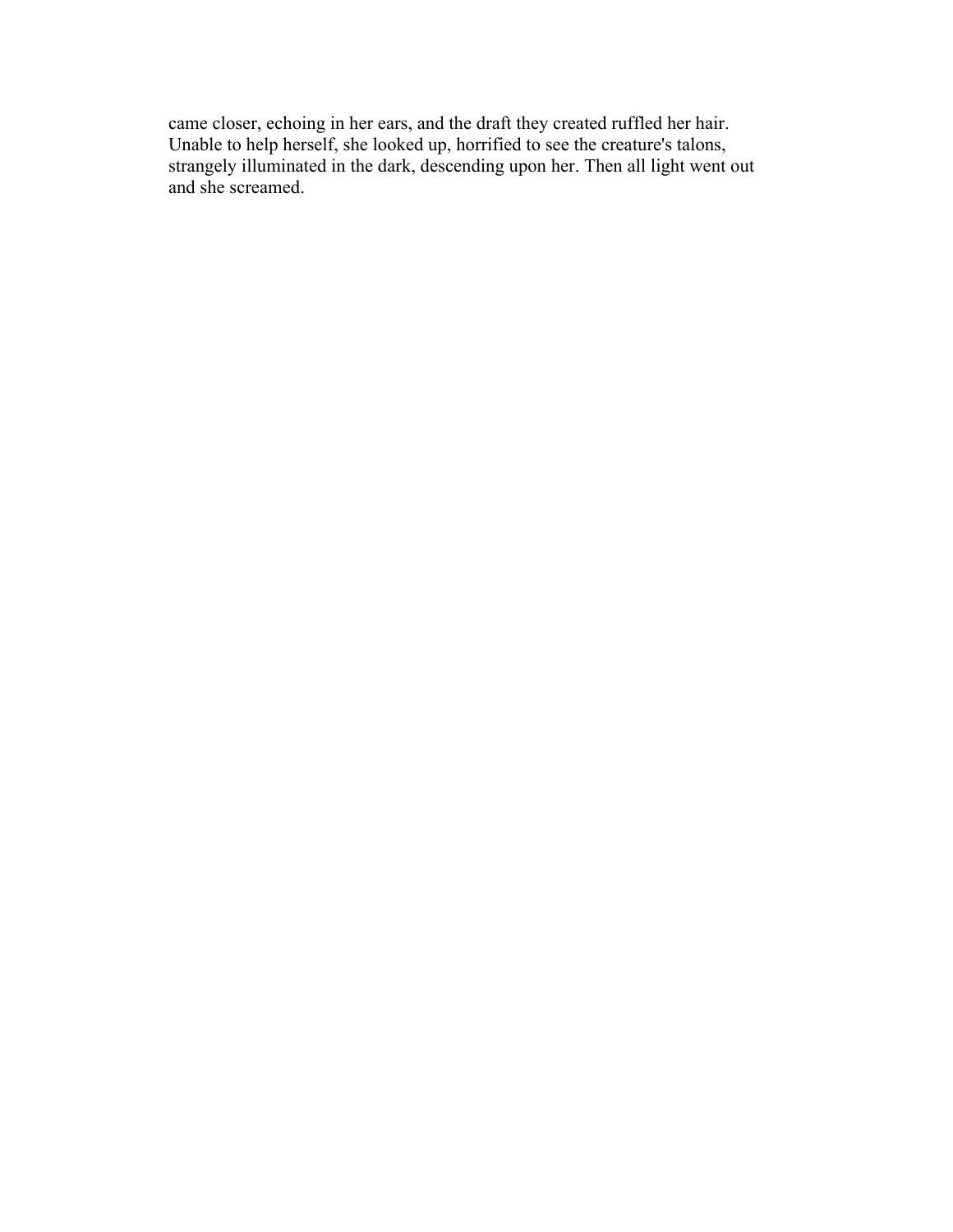came closer, echoing in her ears, and the draft they created ruffled her hair. Unable to help herself, she looked up, horrified to see the creature's talons, strangely illuminated in the dark, descending upon her. Then all light went out and she screamed.